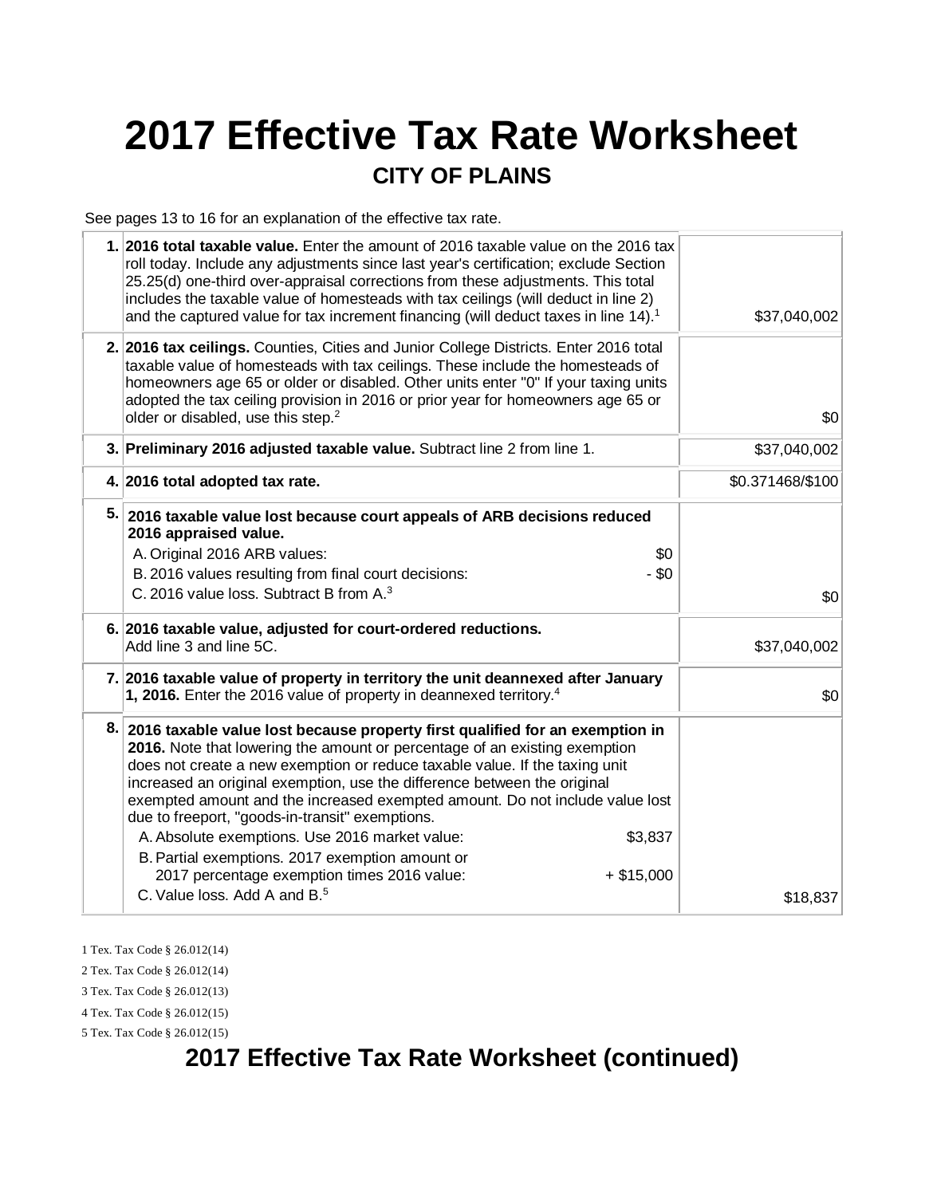# 2017 Effective Tax Rate Worksheet

## CITY OF PLAINS

See pages 13 to 16 for an explanation of the effective tax rate.

| | | |
|---|---|---|
| 1. | **2016 total taxable value.** Enter the amount of 2016 taxable value on the 2016 tax roll today. Include any adjustments since last year's certification; exclude Section 25.25(d) one-third over-appraisal corrections from these adjustments. This total includes the taxable value of homesteads with tax ceilings (will deduct in line 2) and the captured value for tax increment financing (will deduct taxes in line 14).[1] | $37,040,002 |
| 2. | **2016 tax ceilings.** Counties, Cities and Junior College Districts. Enter 2016 total taxable value of homesteads with tax ceilings. These include the homesteads of homeowners age 65 or older or disabled. Other units enter "0" If your taxing units adopted the tax ceiling provision in 2016 or prior year for homeowners age 65 or older or disabled, use this step.[2] | $0 |
| 3. | **Preliminary 2016 adjusted taxable value.** Subtract line 2 from line 1. | $37,040,002 |
| 4. | **2016 total adopted tax rate.** | $0.371468/$100 |
| 5. | **2016 taxable value lost because court appeals of ARB decisions reduced 2016 appraised value.**<br>A. Original 2016 ARB values: $0<br>B. 2016 values resulting from final court decisions: - $0<br>C. 2016 value loss. Subtract B from A.[3] | $0 |
| 6. | **2016 taxable value, adjusted for court-ordered reductions.** Add line 3 and line 5C. | $37,040,002 |
| 7. | **2016 taxable value of property in territory the unit deannexed after January 1, 2016.** Enter the 2016 value of property in deannexed territory.[4] | $0 |
| 8. | **2016 taxable value lost because property first qualified for an exemption in 2016.** Note that lowering the amount or percentage of an existing exemption does not create a new exemption or reduce taxable value. If the taxing unit increased an original exemption, use the difference between the original exempted amount and the increased exempted amount. Do not include value lost due to freeport, "goods-in-transit" exemptions.<br>A. Absolute exemptions. Use 2016 market value: $3,837<br>B. Partial exemptions. 2017 exemption amount or 2017 percentage exemption times 2016 value: + $15,000<br>C. Value loss. Add A and B.[5] | $18,837 |

1 Tex. Tax Code § 26.012(14)

2 Tex. Tax Code § 26.012(14)

3 Tex. Tax Code § 26.012(13)

4 Tex. Tax Code § 26.012(15)

5 Tex. Tax Code § 26.012(15)

# 2017 Effective Tax Rate Worksheet (continued)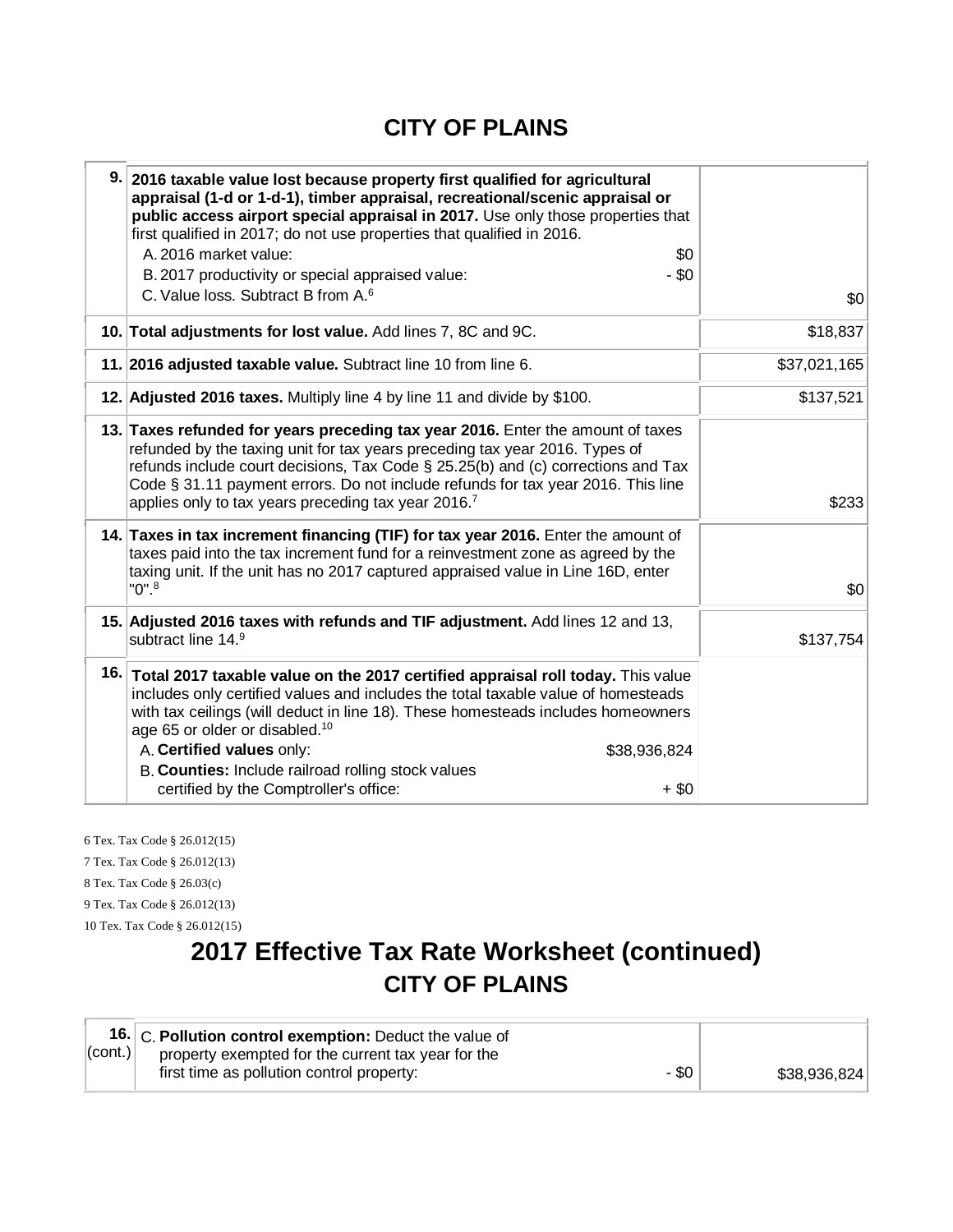## CITY OF PLAINS

| | | |
|---|---|---|
| 9. | **2016 taxable value lost because property first qualified for agricultural appraisal (1-d or 1-d-1), timber appraisal, recreational/scenic appraisal or public access airport special appraisal in 2017.** Use only those properties that first qualified in 2017; do not use properties that qualified in 2016.<br>A. 2016 market value: $0<br>B. 2017 productivity or special appraised value: - $0<br>C. Value loss. Subtract B from A.[6] | $0 |
| 10. | **Total adjustments for lost value.** Add lines 7, 8C and 9C. | $18,837 |
| 11. | **2016 adjusted taxable value.** Subtract line 10 from line 6. | $37,021,165 |
| 12. | **Adjusted 2016 taxes.** Multiply line 4 by line 11 and divide by $100. | $137,521 |
| 13. | **Taxes refunded for years preceding tax year 2016.** Enter the amount of taxes refunded by the taxing unit for tax years preceding tax year 2016. Types of refunds include court decisions, Tax Code § 25.25(b) and (c) corrections and Tax Code § 31.11 payment errors. Do not include refunds for tax year 2016. This line applies only to tax years preceding tax year 2016.[7] | $233 |
| 14. | **Taxes in tax increment financing (TIF) for tax year 2016.** Enter the amount of taxes paid into the tax increment fund for a reinvestment zone as agreed by the taxing unit. If the unit has no 2017 captured appraised value in Line 16D, enter "0".[8] | $0 |
| 15. | **Adjusted 2016 taxes with refunds and TIF adjustment.** Add lines 12 and 13, subtract line 14.[9] | $137,754 |
| 16. | **Total 2017 taxable value on the 2017 certified appraisal roll today.** This value includes only certified values and includes the total taxable value of homesteads with tax ceilings (will deduct in line 18). These homesteads includes homeowners age 65 or older or disabled.[10]<br>A. **Certified values** only: $38,936,824<br>B. **Counties:** Include railroad rolling stock values certified by the Comptroller's office: + $0 | |

6 Tex. Tax Code § 26.012(15)

7 Tex. Tax Code § 26.012(13)

8 Tex. Tax Code § 26.03(c)

9 Tex. Tax Code § 26.012(13)

10 Tex. Tax Code § 26.012(15)

# 2017 Effective Tax Rate Worksheet (continued)

## CITY OF PLAINS

| | | |
|---|---|---|
| 16. (cont.) | C. **Pollution control exemption:** Deduct the value of property exempted for the current tax year for the first time as pollution control property: - $0 | $38,936,824 |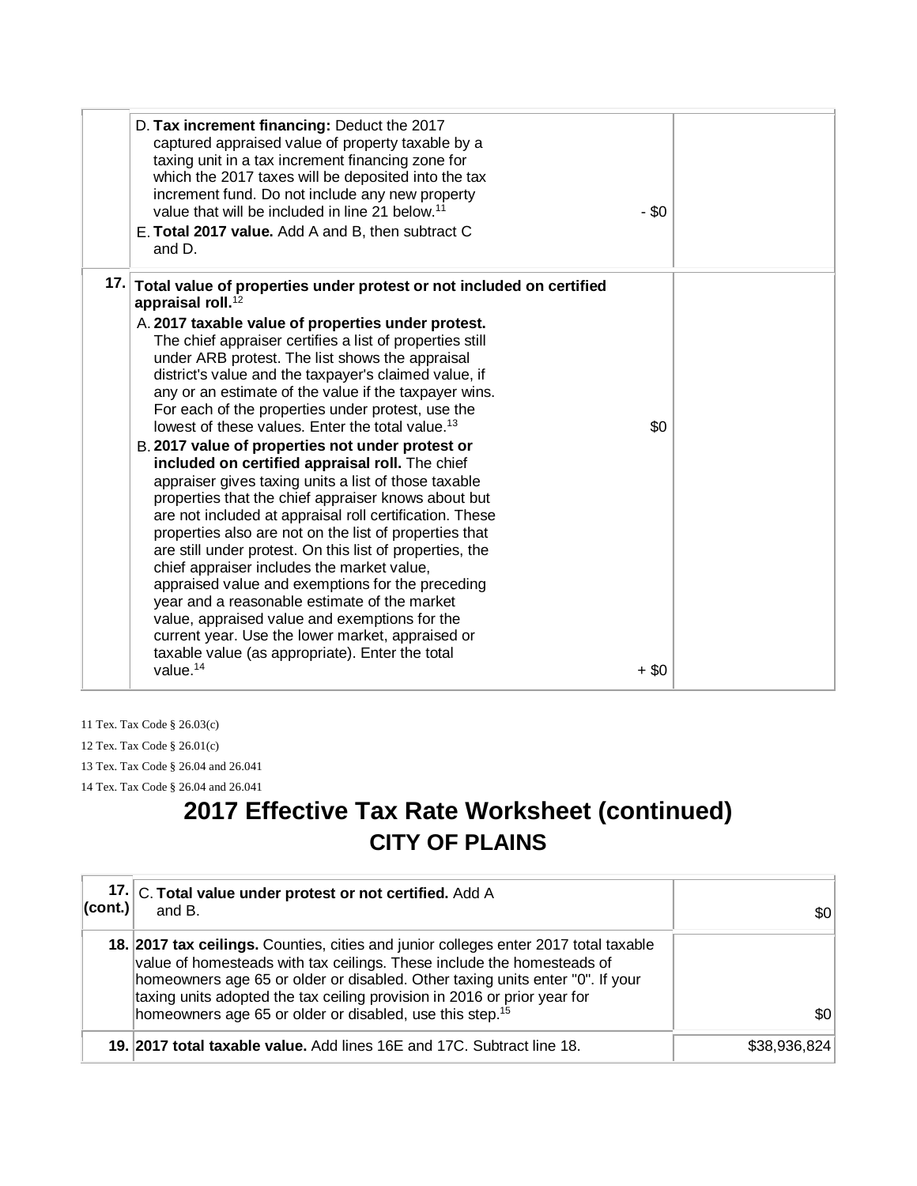| | | |
|---|---|---|
| | D. **Tax increment financing:** Deduct the 2017 captured appraised value of property taxable by a taxing unit in a tax increment financing zone for which the 2017 taxes will be deposited into the tax increment fund. Do not include any new property value that will be included in line 21 below.[11] - $0<br>E. **Total 2017 value.** Add A and B, then subtract C and D. | |
| **17.** | **Total value of properties under protest or not included on certified appraisal roll.**[12]<br>A. **2017 taxable value of properties under protest.** The chief appraiser certifies a list of properties still under ARB protest. The list shows the appraisal district's value and the taxpayer's claimed value, if any or an estimate of the value if the taxpayer wins. For each of the properties under protest, use the lowest of these values. Enter the total value.[13] $0<br>B. **2017 value of properties not under protest or included on certified appraisal roll.** The chief appraiser gives taxing units a list of those taxable properties that the chief appraiser knows about but are not included at appraisal roll certification. These properties also are not on the list of properties that are still under protest. On this list of properties, the chief appraiser includes the market value, appraised value and exemptions for the preceding year and a reasonable estimate of the market value, appraised value and exemptions for the current year. Use the lower market, appraised or taxable value (as appropriate). Enter the total value.[14] + $0 | |

11 Tex. Tax Code § 26.03(c)

12 Tex. Tax Code § 26.01(c)

13 Tex. Tax Code § 26.04 and 26.041

14 Tex. Tax Code § 26.04 and 26.041

# 2017 Effective Tax Rate Worksheet (continued)
## CITY OF PLAINS

| | | |
|---|---|---|
| **17. (cont.)** | C. **Total value under protest or not certified.** Add A and B. | $0 |
| **18.** | **2017 tax ceilings.** Counties, cities and junior colleges enter 2017 total taxable value of homesteads with tax ceilings. These include the homesteads of homeowners age 65 or older or disabled. Other taxing units enter "0". If your taxing units adopted the tax ceiling provision in 2016 or prior year for homeowners age 65 or older or disabled, use this step.[15] | $0 |
| **19.** | **2017 total taxable value.** Add lines 16E and 17C. Subtract line 18. | $38,936,824 |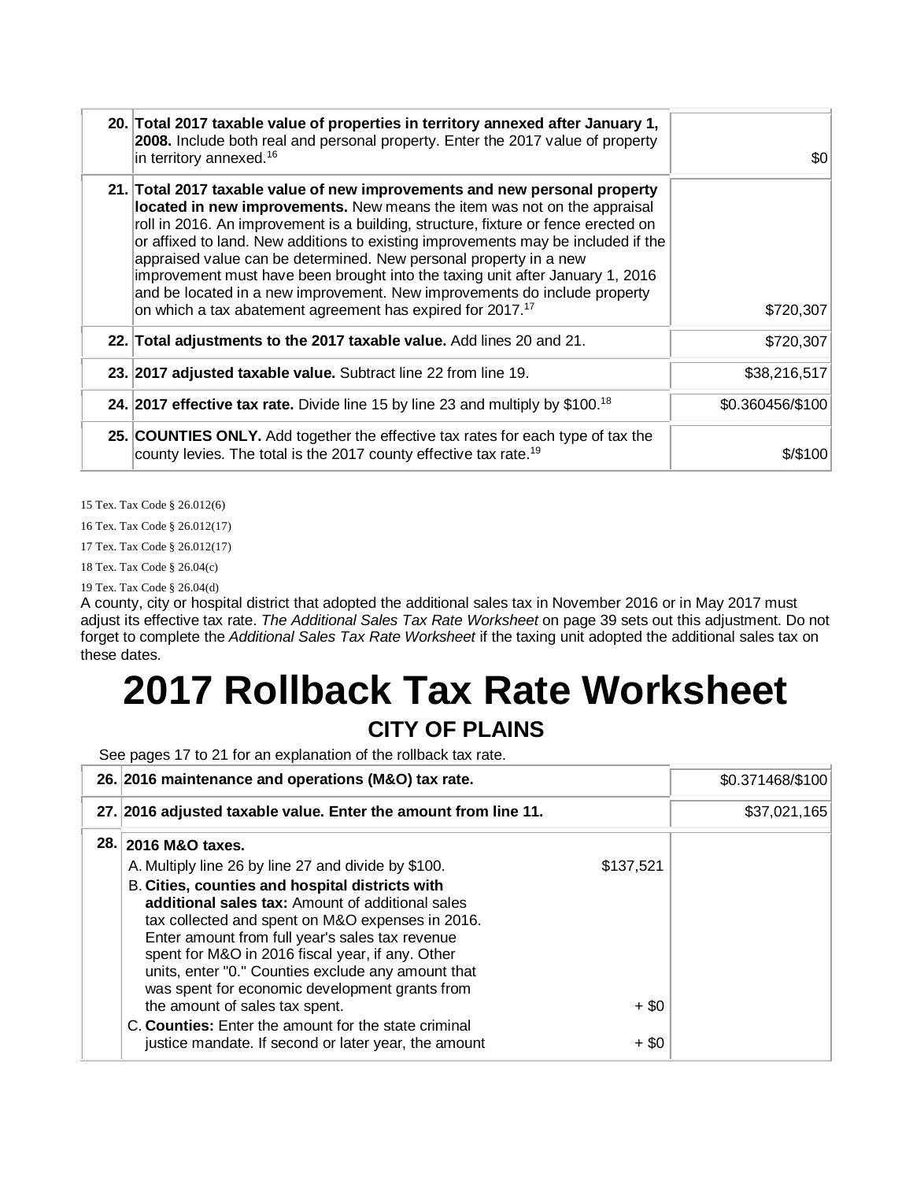| | | |
|---|---|---|
| 20. | **Total 2017 taxable value of properties in territory annexed after January 1, 2008.** Include both real and personal property. Enter the 2017 value of property in territory annexed.[16] | $0 |
| 21. | **Total 2017 taxable value of new improvements and new personal property located in new improvements.** New means the item was not on the appraisal roll in 2016. An improvement is a building, structure, fixture or fence erected on or affixed to land. New additions to existing improvements may be included if the appraised value can be determined. New personal property in a new improvement must have been brought into the taxing unit after January 1, 2016 and be located in a new improvement. New improvements do include property on which a tax abatement agreement has expired for 2017.[17] | $720,307 |
| 22. | **Total adjustments to the 2017 taxable value.** Add lines 20 and 21. | $720,307 |
| 23. | **2017 adjusted taxable value.** Subtract line 22 from line 19. | $38,216,517 |
| 24. | **2017 effective tax rate.** Divide line 15 by line 23 and multiply by $100.[18] | $0.360456/$100 |
| 25. | **COUNTIES ONLY.** Add together the effective tax rates for each type of tax the county levies. The total is the 2017 county effective tax rate.[19] | $/$100 |

15 Tex. Tax Code § 26.012(6)

16 Tex. Tax Code § 26.012(17)

17 Tex. Tax Code § 26.012(17)

18 Tex. Tax Code § 26.04(c)

19 Tex. Tax Code § 26.04(d)

A county, city or hospital district that adopted the additional sales tax in November 2016 or in May 2017 must adjust its effective tax rate. *The Additional Sales Tax Rate Worksheet* on page 39 sets out this adjustment. Do not forget to complete the *Additional Sales Tax Rate Worksheet* if the taxing unit adopted the additional sales tax on these dates.

# 2017 Rollback Tax Rate Worksheet

## CITY OF PLAINS

See pages 17 to 21 for an explanation of the rollback tax rate.

| | | | |
|---|---|---|---|
| 26. | **2016 maintenance and operations (M&O) tax rate.** | | $0.371468/$100 |
| 27. | **2016 adjusted taxable value. Enter the amount from line 11.** | | $37,021,165 |
| 28. | **2016 M&O taxes.** | | |
| | A. Multiply line 26 by line 27 and divide by $100. | $137,521 | |
| | B. **Cities, counties and hospital districts with additional sales tax:** Amount of additional sales tax collected and spent on M&O expenses in 2016. Enter amount from full year's sales tax revenue spent for M&O in 2016 fiscal year, if any. Other units, enter "0." Counties exclude any amount that was spent for economic development grants from the amount of sales tax spent. | + $0 | |
| | C. **Counties:** Enter the amount for the state criminal justice mandate. If second or later year, the amount | + $0 | |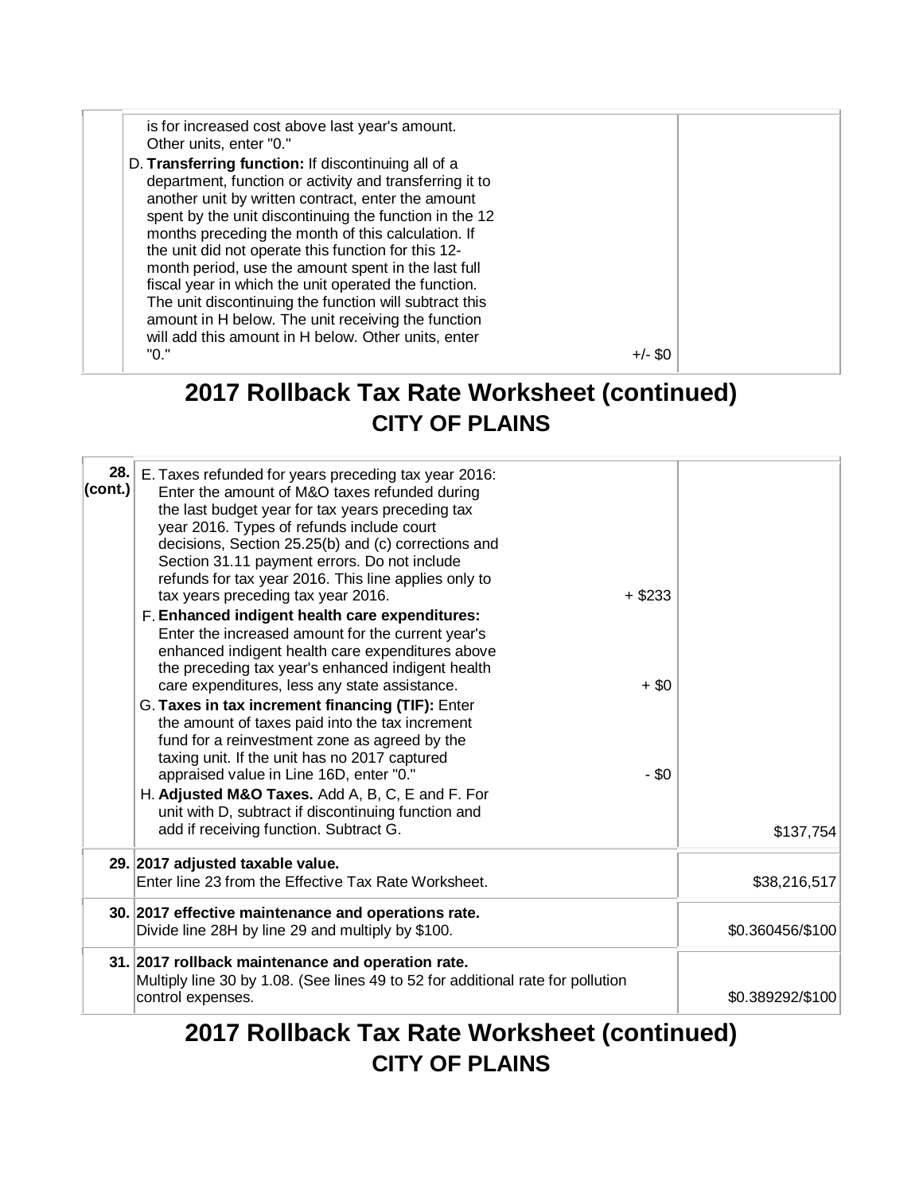| | | |
|---|---|---|
| | is for increased cost above last year's amount. Other units, enter "0."<br><br>D. **Transferring function:** If discontinuing all of a department, function or activity and transferring it to another unit by written contract, enter the amount spent by the unit discontinuing the function in the 12 months preceding the month of this calculation. If the unit did not operate this function for this 12-month period, use the amount spent in the last full fiscal year in which the unit operated the function. The unit discontinuing the function will subtract this amount in H below. The unit receiving the function will add this amount in H below. Other units, enter "0." +/- $0 | |

## 2017 Rollback Tax Rate Worksheet (continued)
## CITY OF PLAINS

| | | |
|---|---|---|
| **28. (cont.)** | E. Taxes refunded for years preceding tax year 2016: Enter the amount of M&O taxes refunded during the last budget year for tax years preceding tax year 2016. Types of refunds include court decisions, Section 25.25(b) and (c) corrections and Section 31.11 payment errors. Do not include refunds for tax year 2016. This line applies only to tax years preceding tax year 2016. + $233<br><br>F. **Enhanced indigent health care expenditures:** Enter the increased amount for the current year's enhanced indigent health care expenditures above the preceding tax year's enhanced indigent health care expenditures, less any state assistance. + $0<br><br>G. **Taxes in tax increment financing (TIF):** Enter the amount of taxes paid into the tax increment fund for a reinvestment zone as agreed by the taxing unit. If the unit has no 2017 captured appraised value in Line 16D, enter "0." - $0<br><br>H. **Adjusted M&O Taxes.** Add A, B, C, E and F. For unit with D, subtract if discontinuing function and add if receiving function. Subtract G. | $137,754 |
| **29.** | **2017 adjusted taxable value.**<br>Enter line 23 from the Effective Tax Rate Worksheet. | $38,216,517 |
| **30.** | **2017 effective maintenance and operations rate.**<br>Divide line 28H by line 29 and multiply by $100. | $0.360456/$100 |
| **31.** | **2017 rollback maintenance and operation rate.**<br>Multiply line 30 by 1.08. (See lines 49 to 52 for additional rate for pollution control expenses. | $0.389292/$100 |

## 2017 Rollback Tax Rate Worksheet (continued)
## CITY OF PLAINS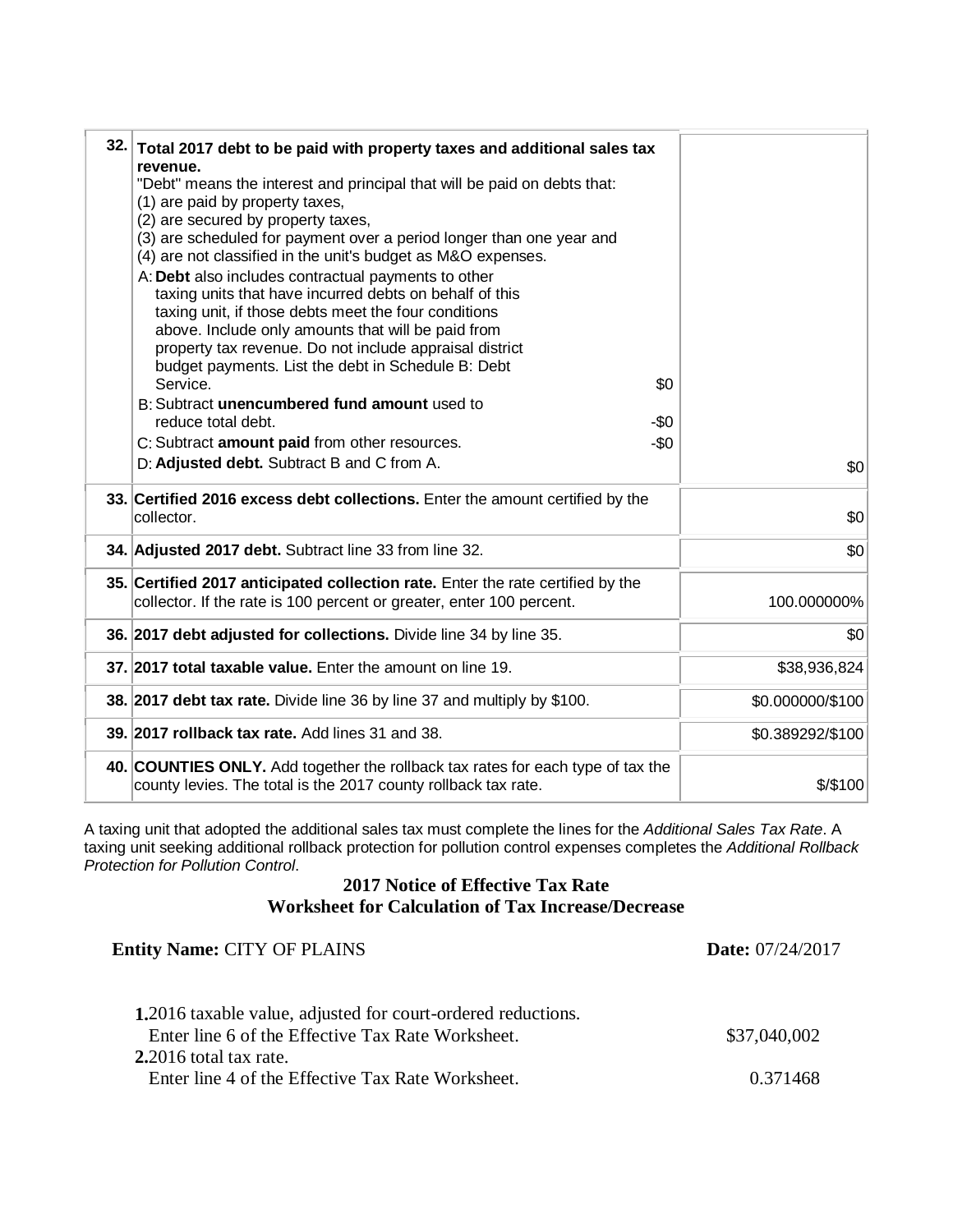| | | |
|---|---|---|
| 32. | **Total 2017 debt to be paid with property taxes and additional sales tax revenue.**<br>"Debt" means the interest and principal that will be paid on debts that:<br>(1) are paid by property taxes,<br>(2) are secured by property taxes,<br>(3) are scheduled for payment over a period longer than one year and<br>(4) are not classified in the unit's budget as M&O expenses.<br>A: **Debt** also includes contractual payments to other taxing units that have incurred debts on behalf of this taxing unit, if those debts meet the four conditions above. Include only amounts that will be paid from property tax revenue. Do not include appraisal district budget payments. List the debt in Schedule B: Debt Service. $0<br>B: Subtract **unencumbered fund amount** used to reduce total debt. -$0<br>C: Subtract **amount paid** from other resources. -$0<br>D: **Adjusted debt.** Subtract B and C from A. | $0 |
| 33. | **Certified 2016 excess debt collections.** Enter the amount certified by the collector. | $0 |
| 34. | **Adjusted 2017 debt.** Subtract line 33 from line 32. | $0 |
| 35. | **Certified 2017 anticipated collection rate.** Enter the rate certified by the collector. If the rate is 100 percent or greater, enter 100 percent. | 100.000000% |
| 36. | **2017 debt adjusted for collections.** Divide line 34 by line 35. | $0 |
| 37. | **2017 total taxable value.** Enter the amount on line 19. | $38,936,824 |
| 38. | **2017 debt tax rate.** Divide line 36 by line 37 and multiply by $100. | $0.000000/$100 |
| 39. | **2017 rollback tax rate.** Add lines 31 and 38. | $0.389292/$100 |
| 40. | **COUNTIES ONLY.** Add together the rollback tax rates for each type of tax the county levies. The total is the 2017 county rollback tax rate. | $/$100 |

A taxing unit that adopted the additional sales tax must complete the lines for the *Additional Sales Tax Rate*. A taxing unit seeking additional rollback protection for pollution control expenses completes the *Additional Rollback Protection for Pollution Control*.

## 2017 Notice of Effective Tax Rate
## Worksheet for Calculation of Tax Increase/Decrease

**Entity Name:** CITY OF PLAINS **Date:** 07/24/2017

| | |
|---|---|
| **1.** 2016 taxable value, adjusted for court-ordered reductions.<br>Enter line 6 of the Effective Tax Rate Worksheet. | $37,040,002 |
| **2.** 2016 total tax rate.<br>Enter line 4 of the Effective Tax Rate Worksheet. | 0.371468 |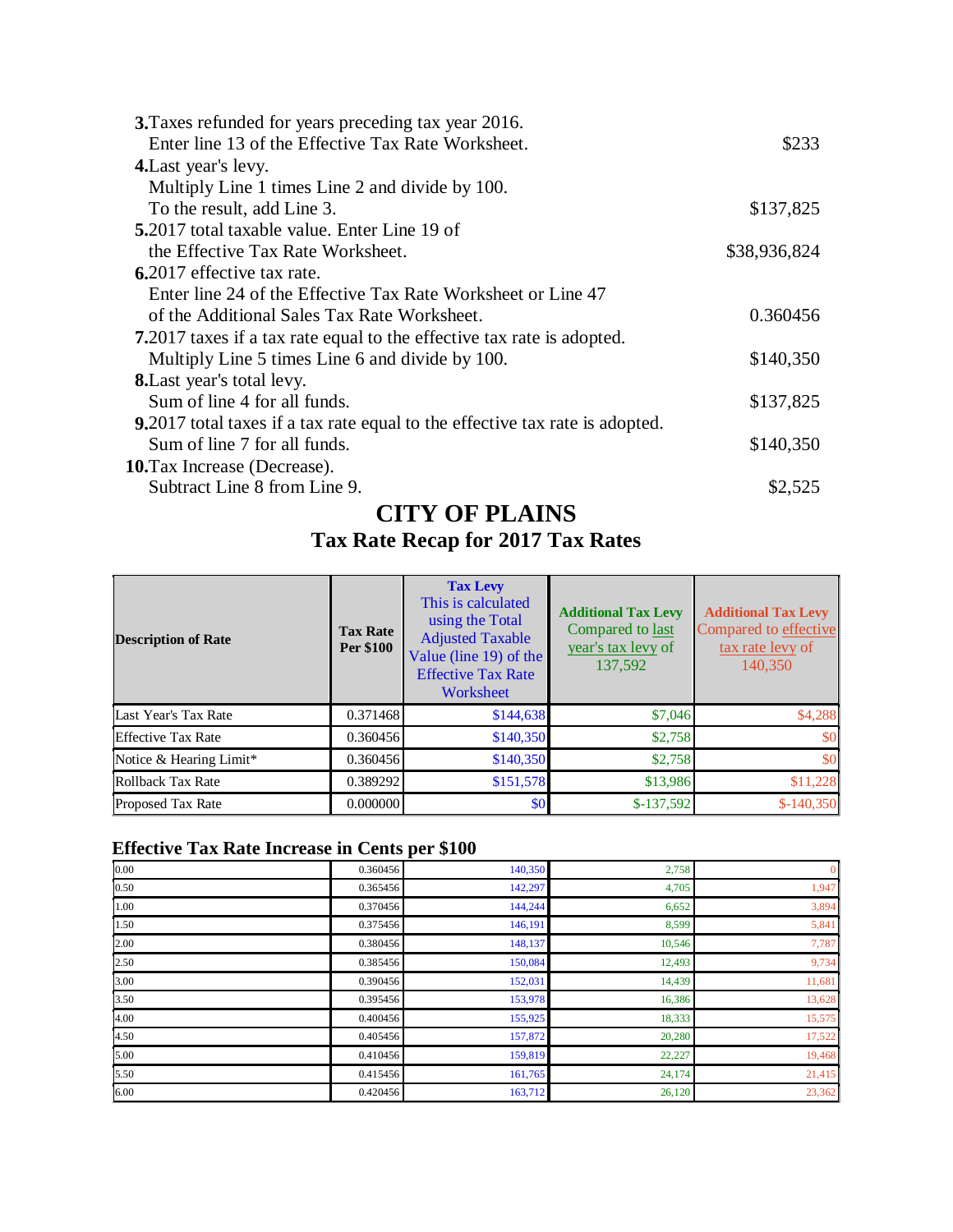**3.** Taxes refunded for years preceding tax year 2016.
Enter line 13 of the Effective Tax Rate Worksheet. $233

**4.** Last year's levy.
Multiply Line 1 times Line 2 and divide by 100.
To the result, add Line 3. $137,825

**5.** 2017 total taxable value. Enter Line 19 of
the Effective Tax Rate Worksheet. $38,936,824

**6.** 2017 effective tax rate.
Enter line 24 of the Effective Tax Rate Worksheet or Line 47
of the Additional Sales Tax Rate Worksheet. 0.360456

**7.** 2017 taxes if a tax rate equal to the effective tax rate is adopted.
Multiply Line 5 times Line 6 and divide by 100. $140,350

**8.** Last year's total levy.
Sum of line 4 for all funds. $137,825

**9.** 2017 total taxes if a tax rate equal to the effective tax rate is adopted.
Sum of line 7 for all funds. $140,350

**10.** Tax Increase (Decrease).
Subtract Line 8 from Line 9. $2,525

# CITY OF PLAINS

## Tax Rate Recap for 2017 Tax Rates

| Description of Rate | Tax Rate Per $100 | Tax Levy This is calculated using the Total Adjusted Taxable Value (line 19) of the Effective Tax Rate Worksheet | Additional Tax Levy Compared to last year's tax levy of 137,592 | Additional Tax Levy Compared to effective tax rate levy of 140,350 |
|---|---|---|---|---|
| Last Year's Tax Rate | 0.371468 | $144,638 | $7,046 | $4,288 |
| Effective Tax Rate | 0.360456 | $140,350 | $2,758 | $0 |
| Notice & Hearing Limit* | 0.360456 | $140,350 | $2,758 | $0 |
| Rollback Tax Rate | 0.389292 | $151,578 | $13,986 | $11,228 |
| Proposed Tax Rate | 0.000000 | $0 | $-137,592 | $-140,350 |

### Effective Tax Rate Increase in Cents per $100

| | | | | |
|---|---|---|---|---|
| 0.00 | 0.360456 | 140,350 | 2,758 | 0 |
| 0.50 | 0.365456 | 142,297 | 4,705 | 1,947 |
| 1.00 | 0.370456 | 144,244 | 6,652 | 3,894 |
| 1.50 | 0.375456 | 146,191 | 8,599 | 5,841 |
| 2.00 | 0.380456 | 148,137 | 10,546 | 7,787 |
| 2.50 | 0.385456 | 150,084 | 12,493 | 9,734 |
| 3.00 | 0.390456 | 152,031 | 14,439 | 11,681 |
| 3.50 | 0.395456 | 153,978 | 16,386 | 13,628 |
| 4.00 | 0.400456 | 155,925 | 18,333 | 15,575 |
| 4.50 | 0.405456 | 157,872 | 20,280 | 17,522 |
| 5.00 | 0.410456 | 159,819 | 22,227 | 19,468 |
| 5.50 | 0.415456 | 161,765 | 24,174 | 21,415 |
| 6.00 | 0.420456 | 163,712 | 26,120 | 23,362 |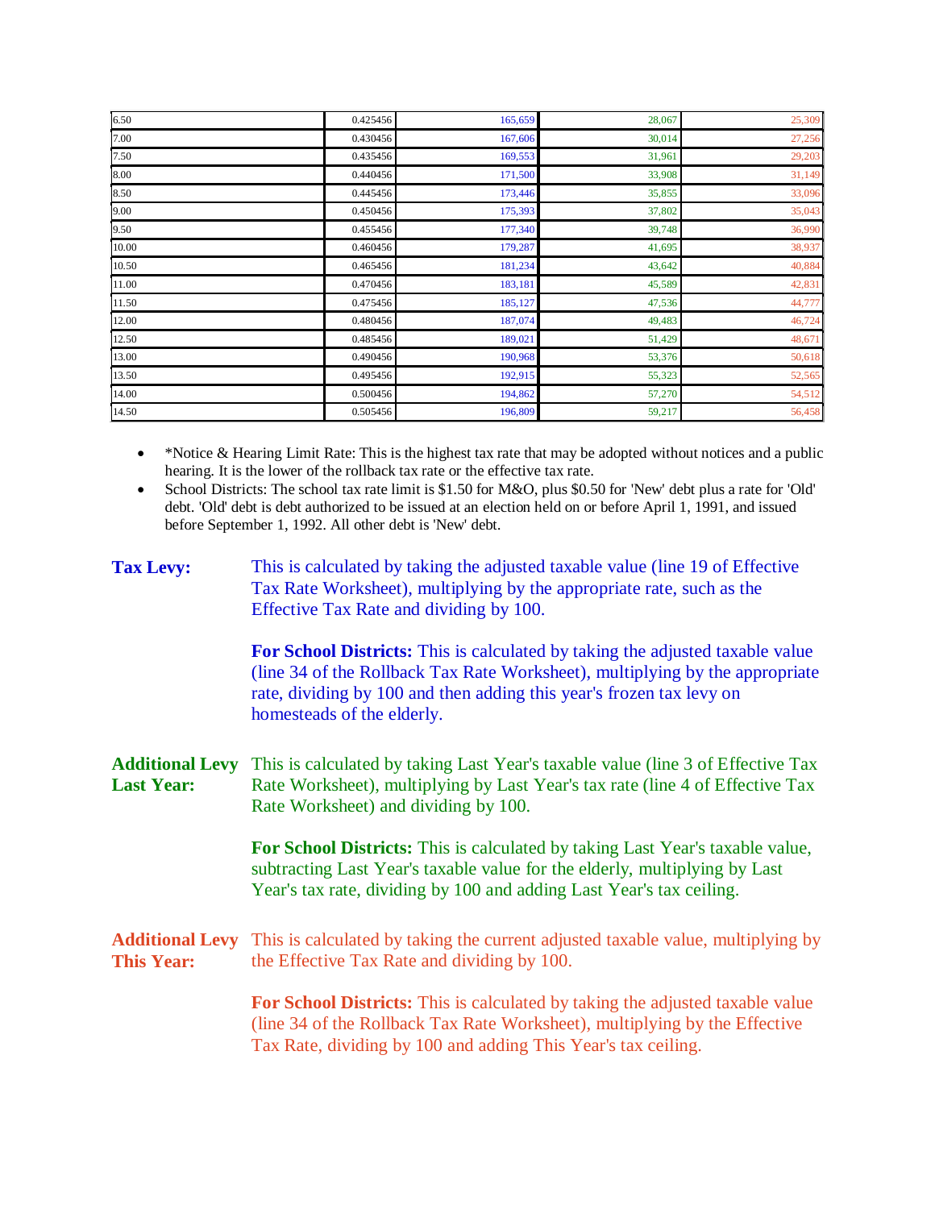| | | | | |
|---|---|---|---|---|
| 6.50 | 0.425456 | 165,659 | 28,067 | 25,309 |
| 7.00 | 0.430456 | 167,606 | 30,014 | 27,256 |
| 7.50 | 0.435456 | 169,553 | 31,961 | 29,203 |
| 8.00 | 0.440456 | 171,500 | 33,908 | 31,149 |
| 8.50 | 0.445456 | 173,446 | 35,855 | 33,096 |
| 9.00 | 0.450456 | 175,393 | 37,802 | 35,043 |
| 9.50 | 0.455456 | 177,340 | 39,748 | 36,990 |
| 10.00 | 0.460456 | 179,287 | 41,695 | 38,937 |
| 10.50 | 0.465456 | 181,234 | 43,642 | 40,884 |
| 11.00 | 0.470456 | 183,181 | 45,589 | 42,831 |
| 11.50 | 0.475456 | 185,127 | 47,536 | 44,777 |
| 12.00 | 0.480456 | 187,074 | 49,483 | 46,724 |
| 12.50 | 0.485456 | 189,021 | 51,429 | 48,671 |
| 13.00 | 0.490456 | 190,968 | 53,376 | 50,618 |
| 13.50 | 0.495456 | 192,915 | 55,323 | 52,565 |
| 14.00 | 0.500456 | 194,862 | 57,270 | 54,512 |
| 14.50 | 0.505456 | 196,809 | 59,217 | 56,458 |

- *Notice & Hearing Limit Rate: This is the highest tax rate that may be adopted without notices and a public hearing. It is the lower of the rollback tax rate or the effective tax rate.
- School Districts: The school tax rate limit is $1.50 for M&O, plus $0.50 for 'New' debt plus a rate for 'Old' debt. 'Old' debt is debt authorized to be issued at an election held on or before April 1, 1991, and issued before September 1, 1992. All other debt is 'New' debt.

**Tax Levy:** This is calculated by taking the adjusted taxable value (line 19 of Effective Tax Rate Worksheet), multiplying by the appropriate rate, such as the Effective Tax Rate and dividing by 100.

**For School Districts:** This is calculated by taking the adjusted taxable value (line 34 of the Rollback Tax Rate Worksheet), multiplying by the appropriate rate, dividing by 100 and then adding this year's frozen tax levy on homesteads of the elderly.

**Additional Levy Last Year:** This is calculated by taking Last Year's taxable value (line 3 of Effective Tax Rate Worksheet), multiplying by Last Year's tax rate (line 4 of Effective Tax Rate Worksheet) and dividing by 100.

**For School Districts:** This is calculated by taking Last Year's taxable value, subtracting Last Year's taxable value for the elderly, multiplying by Last Year's tax rate, dividing by 100 and adding Last Year's tax ceiling.

**Additional Levy This Year:** This is calculated by taking the current adjusted taxable value, multiplying by the Effective Tax Rate and dividing by 100.

**For School Districts:** This is calculated by taking the adjusted taxable value (line 34 of the Rollback Tax Rate Worksheet), multiplying by the Effective Tax Rate, dividing by 100 and adding This Year's tax ceiling.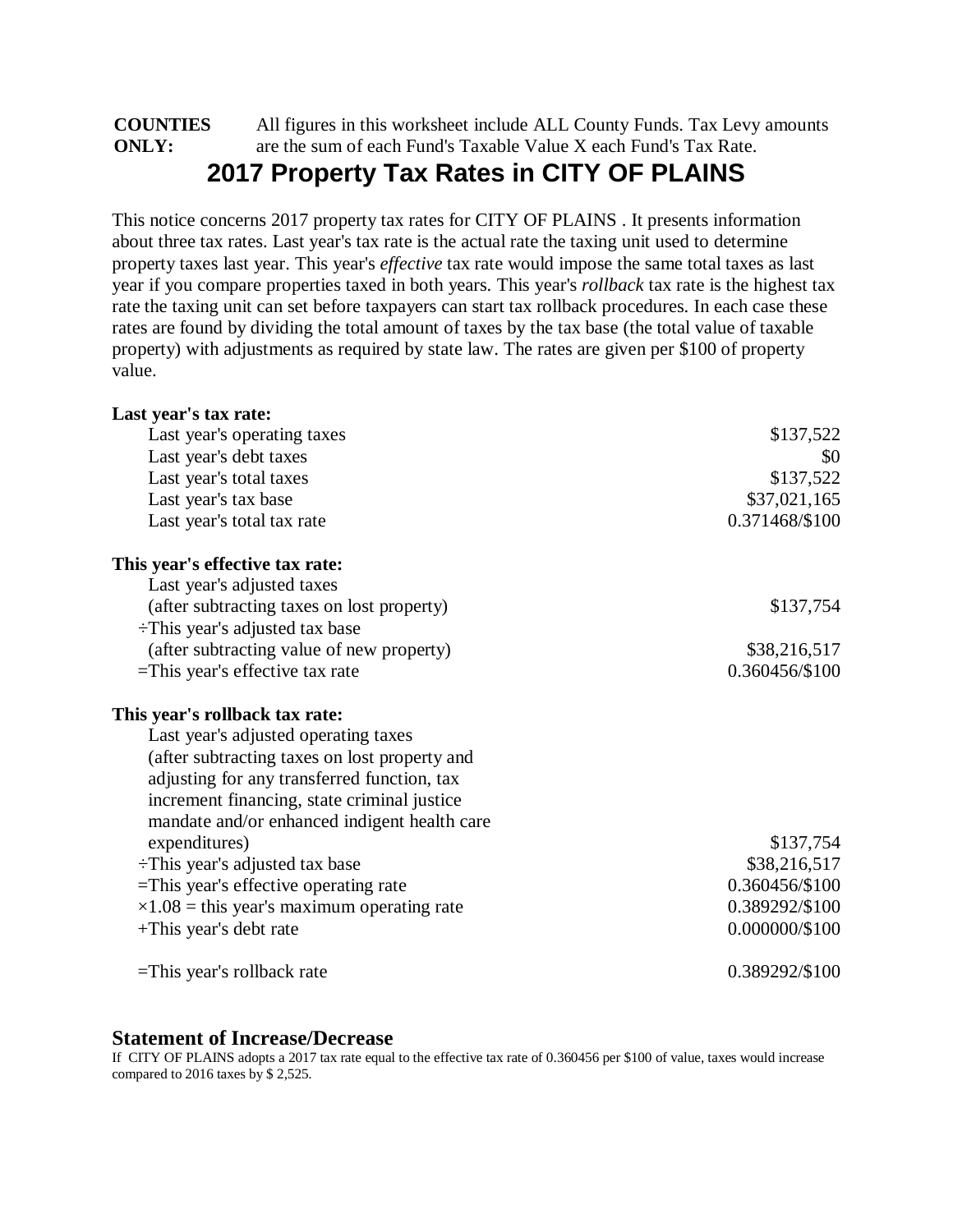**COUNTIES ONLY:** All figures in this worksheet include ALL County Funds. Tax Levy amounts are the sum of each Fund's Taxable Value X each Fund's Tax Rate.

# 2017 Property Tax Rates in CITY OF PLAINS

This notice concerns 2017 property tax rates for CITY OF PLAINS . It presents information about three tax rates. Last year's tax rate is the actual rate the taxing unit used to determine property taxes last year. This year's *effective* tax rate would impose the same total taxes as last year if you compare properties taxed in both years. This year's *rollback* tax rate is the highest tax rate the taxing unit can set before taxpayers can start tax rollback procedures. In each case these rates are found by dividing the total amount of taxes by the tax base (the total value of taxable property) with adjustments as required by state law. The rates are given per $100 of property value.

**Last year's tax rate:**

| | |
|---|---|
| Last year's operating taxes | $137,522 |
| Last year's debt taxes | $0 |
| Last year's total taxes | $137,522 |
| Last year's tax base | $37,021,165 |
| Last year's total tax rate | 0.371468/$100 |

**This year's effective tax rate:**

| | |
|---|---|
| Last year's adjusted taxes (after subtracting taxes on lost property) | $137,754 |
| ÷This year's adjusted tax base (after subtracting value of new property) | $38,216,517 |
| =This year's effective tax rate | 0.360456/$100 |

**This year's rollback tax rate:**

| | |
|---|---|
| Last year's adjusted operating taxes (after subtracting taxes on lost property and adjusting for any transferred function, tax increment financing, state criminal justice mandate and/or enhanced indigent health care expenditures) | $137,754 |
| ÷This year's adjusted tax base | $38,216,517 |
| =This year's effective operating rate | 0.360456/$100 |
| ×1.08 = this year's maximum operating rate | 0.389292/$100 |
| +This year's debt rate | 0.000000/$100 |
| =This year's rollback rate | 0.389292/$100 |

## Statement of Increase/Decrease

If CITY OF PLAINS adopts a 2017 tax rate equal to the effective tax rate of 0.360456 per $100 of value, taxes would increase compared to 2016 taxes by $ 2,525.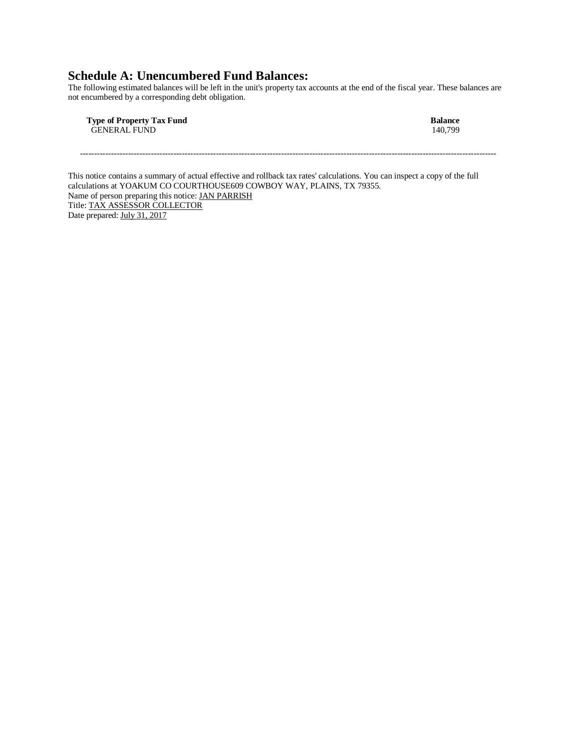## Schedule A: Unencumbered Fund Balances:

The following estimated balances will be left in the unit's property tax accounts at the end of the fiscal year. These balances are not encumbered by a corresponding debt obligation.

| Type of Property Tax Fund | Balance |
| --- | --- |
| GENERAL FUND | 140,799 |

---

This notice contains a summary of actual effective and rollback tax rates' calculations. You can inspect a copy of the full calculations at YOAKUM CO COURTHOUSE609 COWBOY WAY, PLAINS, TX 79355.

Name of person preparing this notice: JAN PARRISH

Title: TAX ASSESSOR COLLECTOR

Date prepared: July 31, 2017